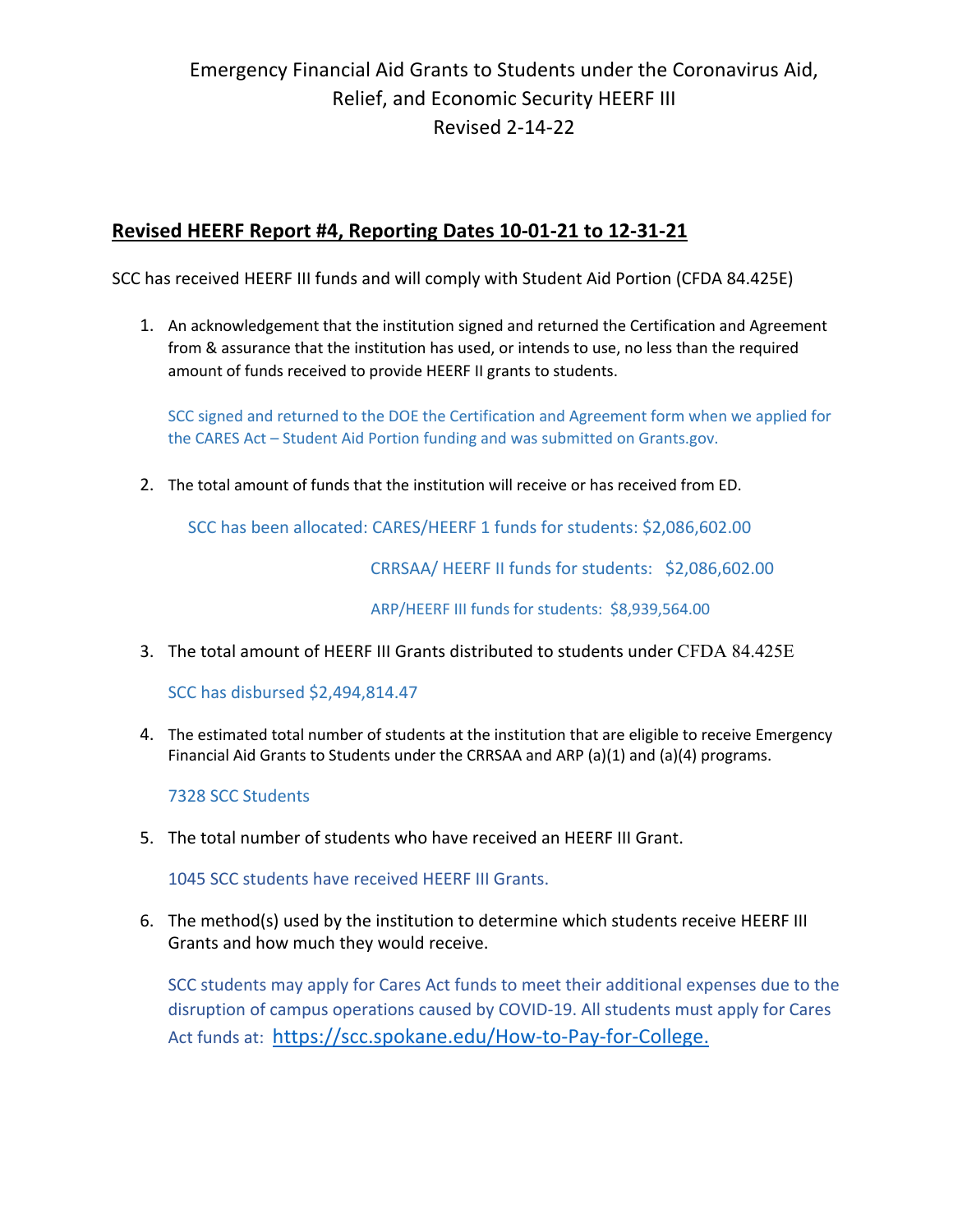# Emergency Financial Aid Grants to Students under the Coronavirus Aid, Relief, and Economic Security HEERF III
Revised 2-14-22

## Revised HEERF Report #4, Reporting Dates 10-01-21 to 12-31-21

SCC has received HEERF III funds and will comply with Student Aid Portion (CFDA 84.425E)

1. An acknowledgement that the institution signed and returned the Certification and Agreement from & assurance that the institution has used, or intends to use, no less than the required amount of funds received to provide HEERF II grants to students.

   SCC signed and returned to the DOE the Certification and Agreement form when we applied for the CARES Act – Student Aid Portion funding and was submitted on Grants.gov.

2. The total amount of funds that the institution will receive or has received from ED.

   SCC has been allocated: CARES/HEERF 1 funds for students: $2,086,602.00

   CRRSAA/ HEERF II funds for students: $2,086,602.00

   ARP/HEERF III funds for students: $8,939,564.00

3. The total amount of HEERF III Grants distributed to students under CFDA 84.425E

   SCC has disbursed $2,494,814.47

4. The estimated total number of students at the institution that are eligible to receive Emergency Financial Aid Grants to Students under the CRRSAA and ARP (a)(1) and (a)(4) programs.

   7328 SCC Students

5. The total number of students who have received an HEERF III Grant.

   1045 SCC students have received HEERF III Grants.

6. The method(s) used by the institution to determine which students receive HEERF III Grants and how much they would receive.

   SCC students may apply for Cares Act funds to meet their additional expenses due to the disruption of campus operations caused by COVID-19. All students must apply for Cares Act funds at: https://scc.spokane.edu/How-to-Pay-for-College.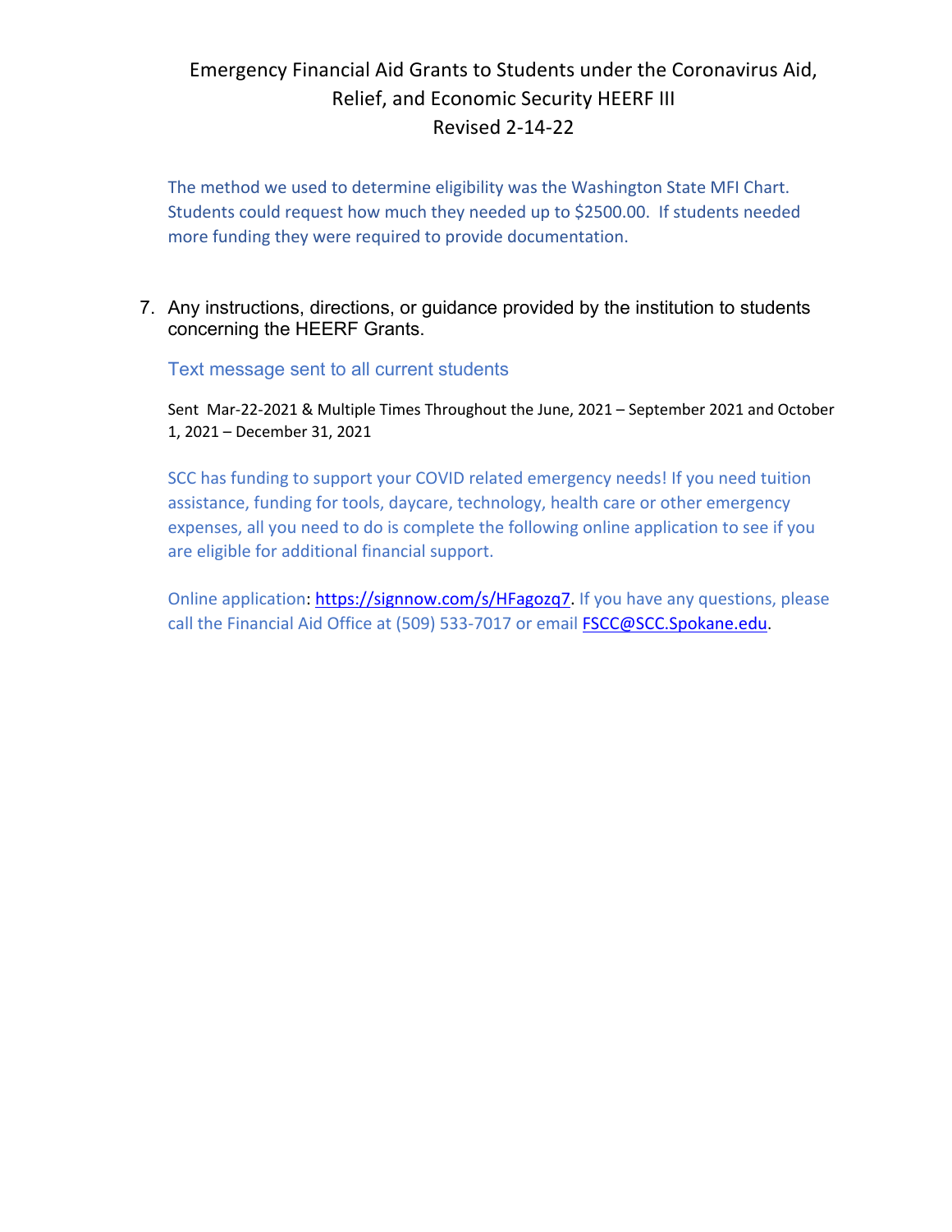# Emergency Financial Aid Grants to Students under the Coronavirus Aid, Relief, and Economic Security HEERF III

Revised 2-14-22

The method we used to determine eligibility was the Washington State MFI Chart. Students could request how much they needed up to $2500.00. If students needed more funding they were required to provide documentation.

7. Any instructions, directions, or guidance provided by the institution to students concerning the HEERF Grants.

Text message sent to all current students

Sent Mar-22-2021 & Multiple Times Throughout the June, 2021 – September 2021 and October 1, 2021 – December 31, 2021

SCC has funding to support your COVID related emergency needs! If you need tuition assistance, funding for tools, daycare, technology, health care or other emergency expenses, all you need to do is complete the following online application to see if you are eligible for additional financial support.

Online application: https://signnow.com/s/HFagozq7. If you have any questions, please call the Financial Aid Office at (509) 533-7017 or email FSCC@SCC.Spokane.edu.